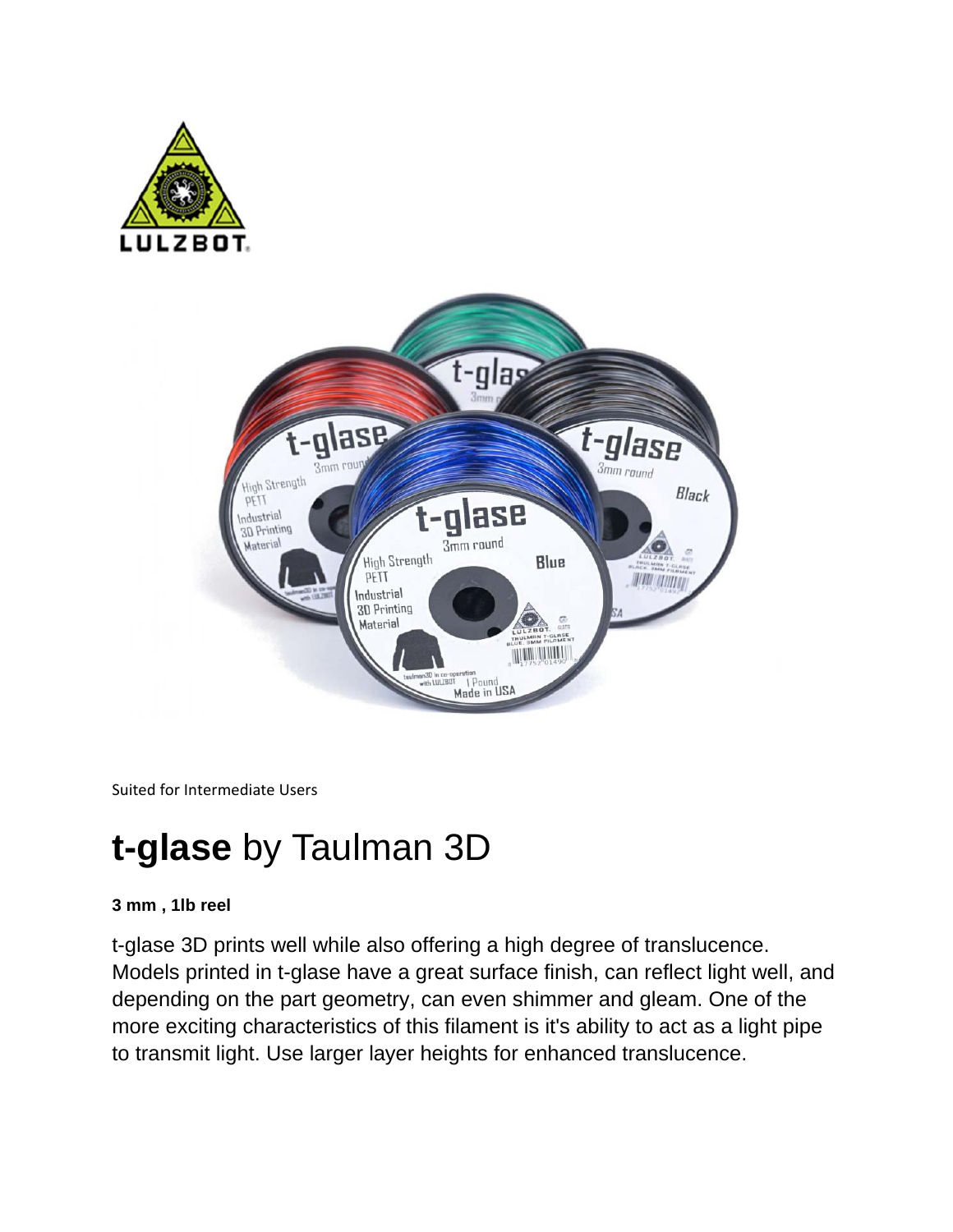Suited for Intermediate Users

# **t-glase** by Taulman 3D

**3 mm , 1lb reel**

t-glase 3D prints well while also offering a high degree of translucence. Models printed in t-glase have a great surface finish, can reflect light well, and depending on the part geometry, can even shimmer and gleam. One of the more exciting characteristics of this filament is it's ability to act as a light pipe to transmit light. Use larger layer heights for enhanced translucence.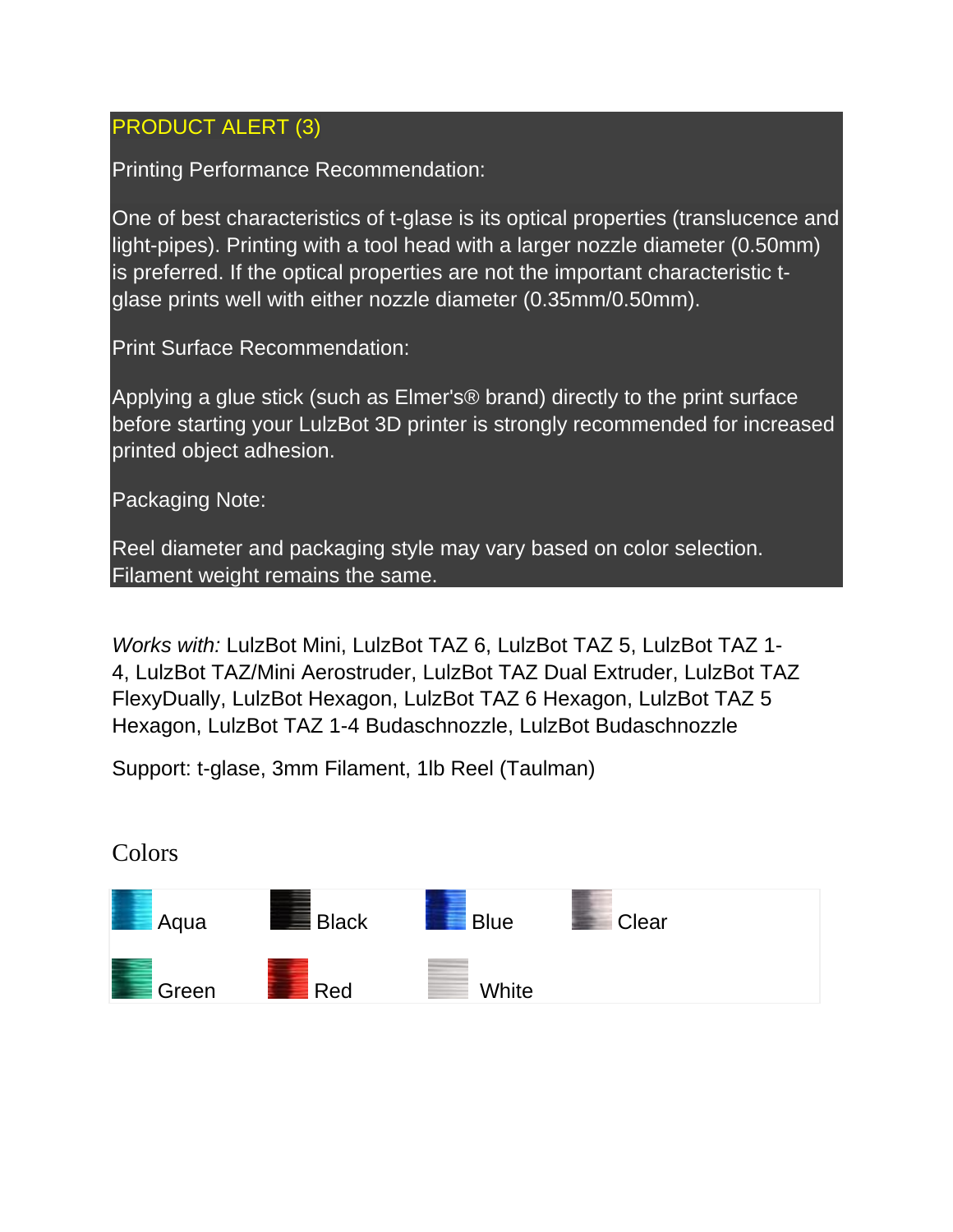PRODUCT ALERT (3)

Printing Performance Recommendation:

One of best characteristics of t-glase is its optical properties (translucence and light-pipes). Printing with a tool head with a larger nozzle diameter (0.50mm) is preferred. If the optical properties are not the important characteristic t-glase prints well with either nozzle diameter (0.35mm/0.50mm).

Print Surface Recommendation:

Applying a glue stick (such as Elmer's® brand) directly to the print surface before starting your LulzBot 3D printer is strongly recommended for increased printed object adhesion.

Packaging Note:

Reel diameter and packaging style may vary based on color selection. Filament weight remains the same.

*Works with:* LulzBot Mini, LulzBot TAZ 6, LulzBot TAZ 5, LulzBot TAZ 1-4, LulzBot TAZ/Mini Aerostruder, LulzBot TAZ Dual Extruder, LulzBot TAZ FlexyDually, LulzBot Hexagon, LulzBot TAZ 6 Hexagon, LulzBot TAZ 5 Hexagon, LulzBot TAZ 1-4 Budaschnozzle, LulzBot Budaschnozzle

Support: t-glase, 3mm Filament, 1lb Reel (Taulman)

## Colors

| Aqua | Black | Blue | Clear |
|---|---|---|---|
| Green | Red | White | |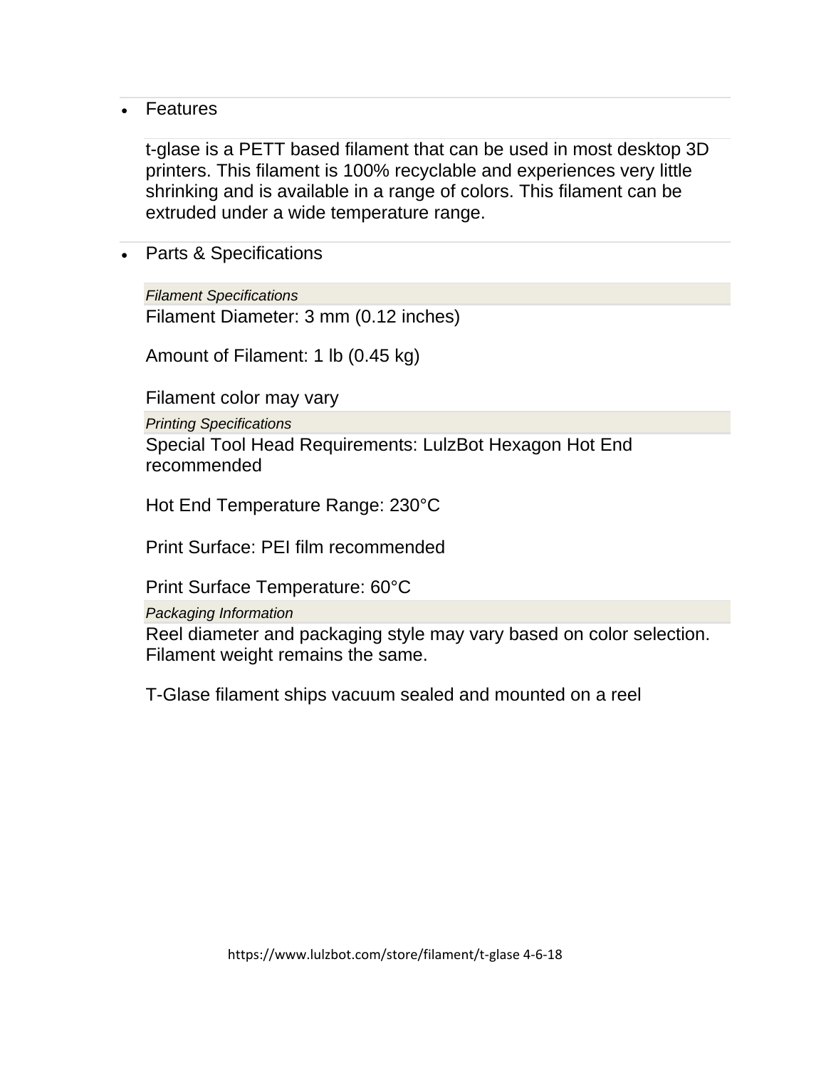- Features

  t-glase is a PETT based filament that can be used in most desktop 3D printers. This filament is 100% recyclable and experiences very little shrinking and is available in a range of colors. This filament can be extruded under a wide temperature range.

- Parts & Specifications

  *Filament Specifications*

  Filament Diameter: 3 mm (0.12 inches)

  Amount of Filament: 1 lb (0.45 kg)

  Filament color may vary

  *Printing Specifications*

  Special Tool Head Requirements: LulzBot Hexagon Hot End recommended

  Hot End Temperature Range: 230°C

  Print Surface: PEI film recommended

  Print Surface Temperature: 60°C

  *Packaging Information*

  Reel diameter and packaging style may vary based on color selection. Filament weight remains the same.

  T-Glase filament ships vacuum sealed and mounted on a reel

https://www.lulzbot.com/store/filament/t-glase 4-6-18